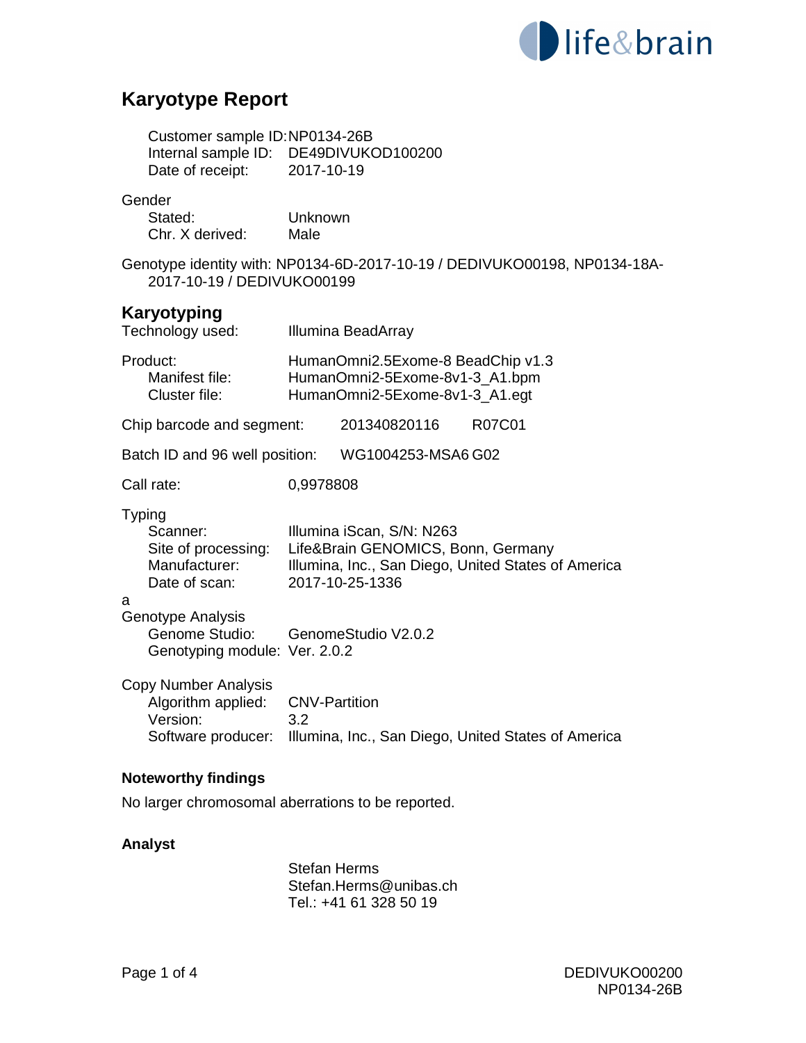# Karyotype Report

Customer sample ID: NP0134-26B
Internal sample ID: DE49DIVUKOD100200
Date of receipt: 2017-10-19

Gender
Stated: Unknown
Chr. X derived: Male

Genotype identity with: NP0134-6D-2017-10-19 / DEDIVUKO00198, NP0134-18A-2017-10-19 / DEDIVUKO00199

## Karyotyping

Technology used: Illumina BeadArray

Product: HumanOmni2.5Exome-8 BeadChip v1.3
Manifest file: HumanOmni2-5Exome-8v1-3_A1.bpm
Cluster file: HumanOmni2-5Exome-8v1-3_A1.egt

Chip barcode and segment: 201340820116 R07C01

Batch ID and 96 well position: WG1004253-MSA6 G02

Call rate: 0,9978808

Typing
Scanner: Illumina iScan, S/N: N263
Site of processing: Life&Brain GENOMICS, Bonn, Germany
Manufacturer: Illumina, Inc., San Diego, United States of America
Date of scan: 2017-10-25-1336

a

Genotype Analysis
Genome Studio: GenomeStudio V2.0.2
Genotyping module: Ver. 2.0.2

Copy Number Analysis
Algorithm applied: CNV-Partition
Version: 3.2
Software producer: Illumina, Inc., San Diego, United States of America

### Noteworthy findings

No larger chromosomal aberrations to be reported.

### Analyst

Stefan Herms
Stefan.Herms@unibas.ch
Tel.: +41 61 328 50 19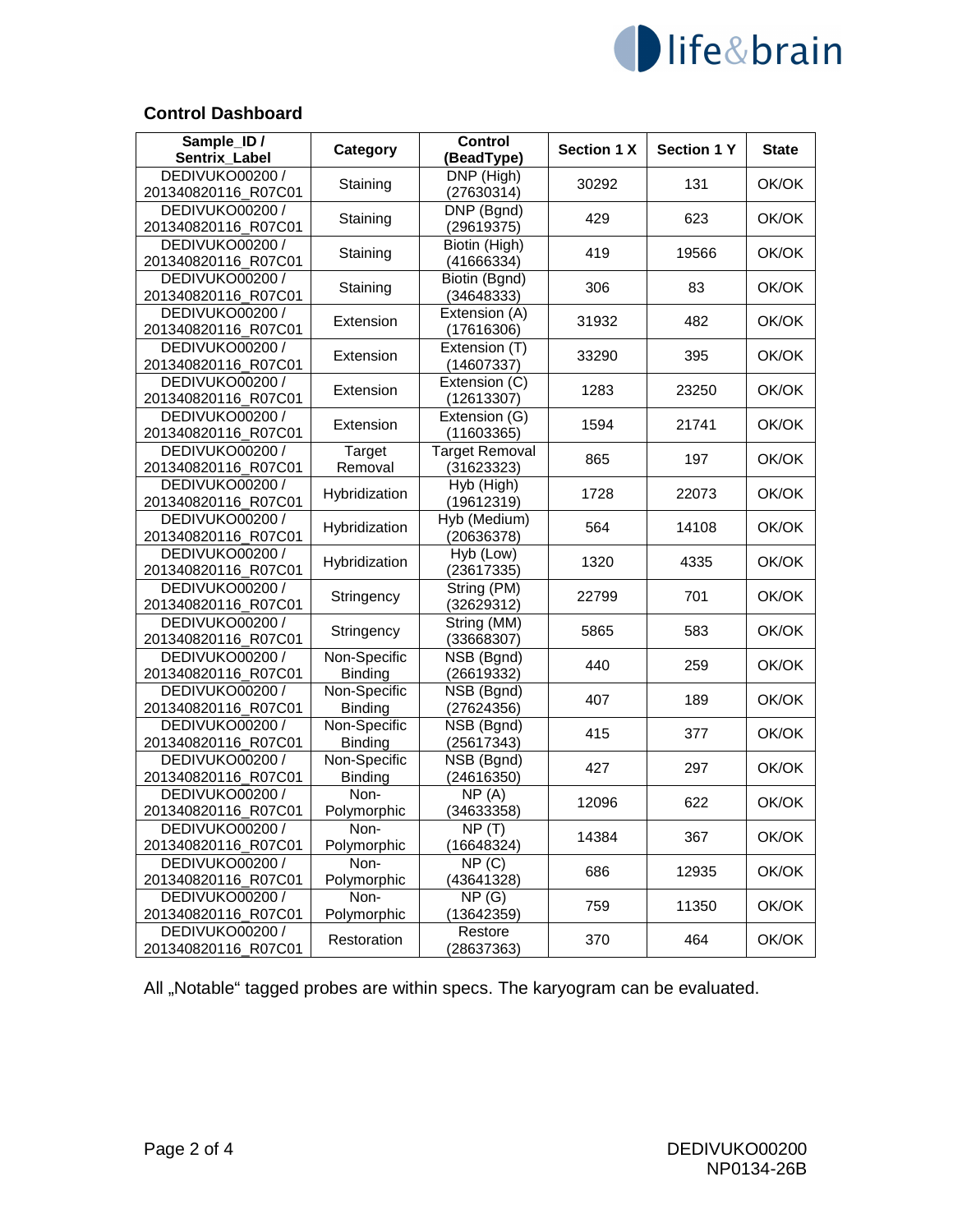## Control Dashboard

| Sample_ID / Sentrix_Label | Category | Control (BeadType) | Section 1 X | Section 1 Y | State |
|---|---|---|---|---|---|
| DEDIVUKO00200 / 201340820116_R07C01 | Staining | DNP (High) (27630314) | 30292 | 131 | OK/OK |
| DEDIVUKO00200 / 201340820116_R07C01 | Staining | DNP (Bgnd) (29619375) | 429 | 623 | OK/OK |
| DEDIVUKO00200 / 201340820116_R07C01 | Staining | Biotin (High) (41666334) | 419 | 19566 | OK/OK |
| DEDIVUKO00200 / 201340820116_R07C01 | Staining | Biotin (Bgnd) (34648333) | 306 | 83 | OK/OK |
| DEDIVUKO00200 / 201340820116_R07C01 | Extension | Extension (A) (17616306) | 31932 | 482 | OK/OK |
| DEDIVUKO00200 / 201340820116_R07C01 | Extension | Extension (T) (14607337) | 33290 | 395 | OK/OK |
| DEDIVUKO00200 / 201340820116_R07C01 | Extension | Extension (C) (12613307) | 1283 | 23250 | OK/OK |
| DEDIVUKO00200 / 201340820116_R07C01 | Extension | Extension (G) (11603365) | 1594 | 21741 | OK/OK |
| DEDIVUKO00200 / 201340820116_R07C01 | Target Removal | Target Removal (31623323) | 865 | 197 | OK/OK |
| DEDIVUKO00200 / 201340820116_R07C01 | Hybridization | Hyb (High) (19612319) | 1728 | 22073 | OK/OK |
| DEDIVUKO00200 / 201340820116_R07C01 | Hybridization | Hyb (Medium) (20636378) | 564 | 14108 | OK/OK |
| DEDIVUKO00200 / 201340820116_R07C01 | Hybridization | Hyb (Low) (23617335) | 1320 | 4335 | OK/OK |
| DEDIVUKO00200 / 201340820116_R07C01 | Stringency | String (PM) (32629312) | 22799 | 701 | OK/OK |
| DEDIVUKO00200 / 201340820116_R07C01 | Stringency | String (MM) (33668307) | 5865 | 583 | OK/OK |
| DEDIVUKO00200 / 201340820116_R07C01 | Non-Specific Binding | NSB (Bgnd) (26619332) | 440 | 259 | OK/OK |
| DEDIVUKO00200 / 201340820116_R07C01 | Non-Specific Binding | NSB (Bgnd) (27624356) | 407 | 189 | OK/OK |
| DEDIVUKO00200 / 201340820116_R07C01 | Non-Specific Binding | NSB (Bgnd) (25617343) | 415 | 377 | OK/OK |
| DEDIVUKO00200 / 201340820116_R07C01 | Non-Specific Binding | NSB (Bgnd) (24616350) | 427 | 297 | OK/OK |
| DEDIVUKO00200 / 201340820116_R07C01 | Non-Polymorphic | NP (A) (34633358) | 12096 | 622 | OK/OK |
| DEDIVUKO00200 / 201340820116_R07C01 | Non-Polymorphic | NP (T) (16648324) | 14384 | 367 | OK/OK |
| DEDIVUKO00200 / 201340820116_R07C01 | Non-Polymorphic | NP (C) (43641328) | 686 | 12935 | OK/OK |
| DEDIVUKO00200 / 201340820116_R07C01 | Non-Polymorphic | NP (G) (13642359) | 759 | 11350 | OK/OK |
| DEDIVUKO00200 / 201340820116_R07C01 | Restoration | Restore (28637363) | 370 | 464 | OK/OK |

All „Notable" tagged probes are within specs. The karyogram can be evaluated.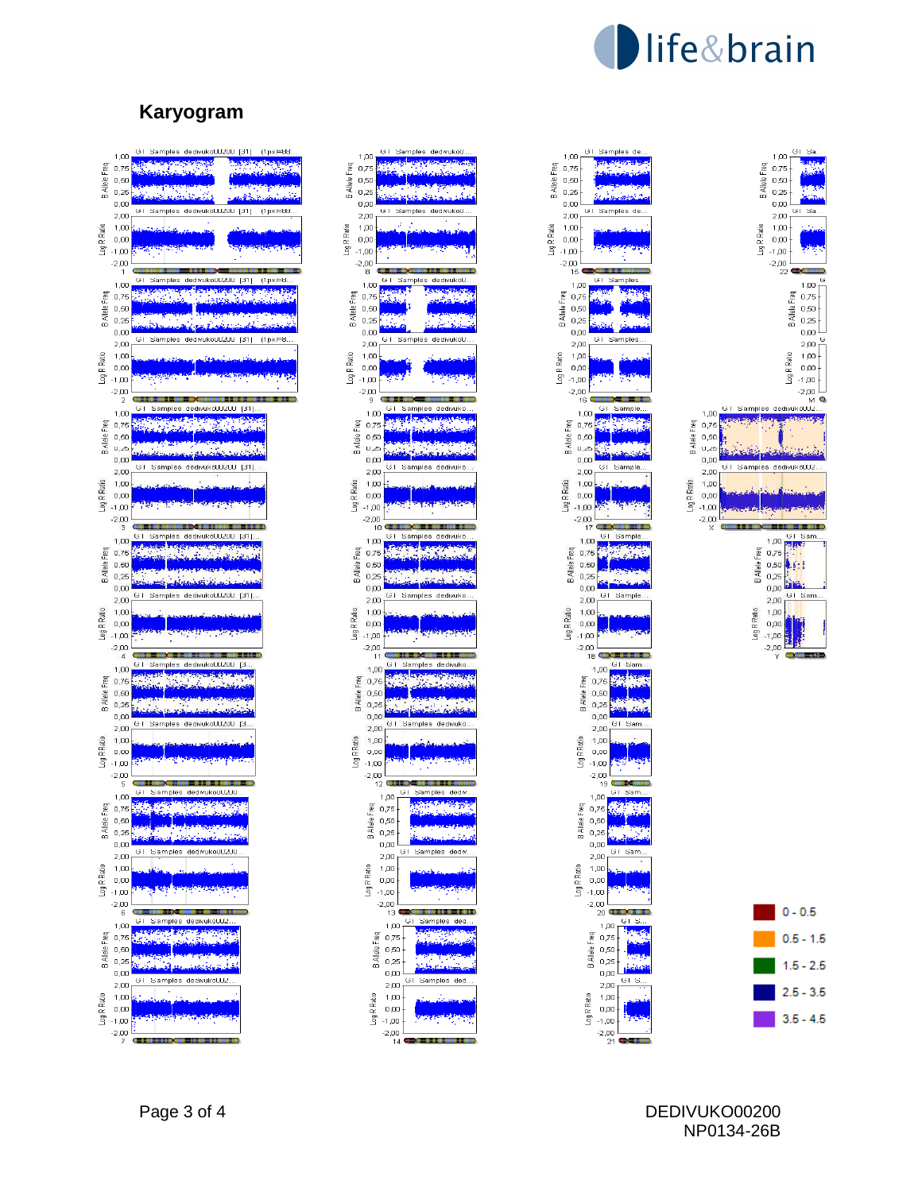# Karyogram

| Color | Range |
| --- | --- |
| Dark red | 0 - 0.5 |
| Orange | 0.5 - 1.5 |
| Green | 1.5 - 2.5 |
| Dark blue | 2.5 - 3.5 |
| Purple | 3.5 - 4.5 |

DEDIVUKO00200
NP0134-26B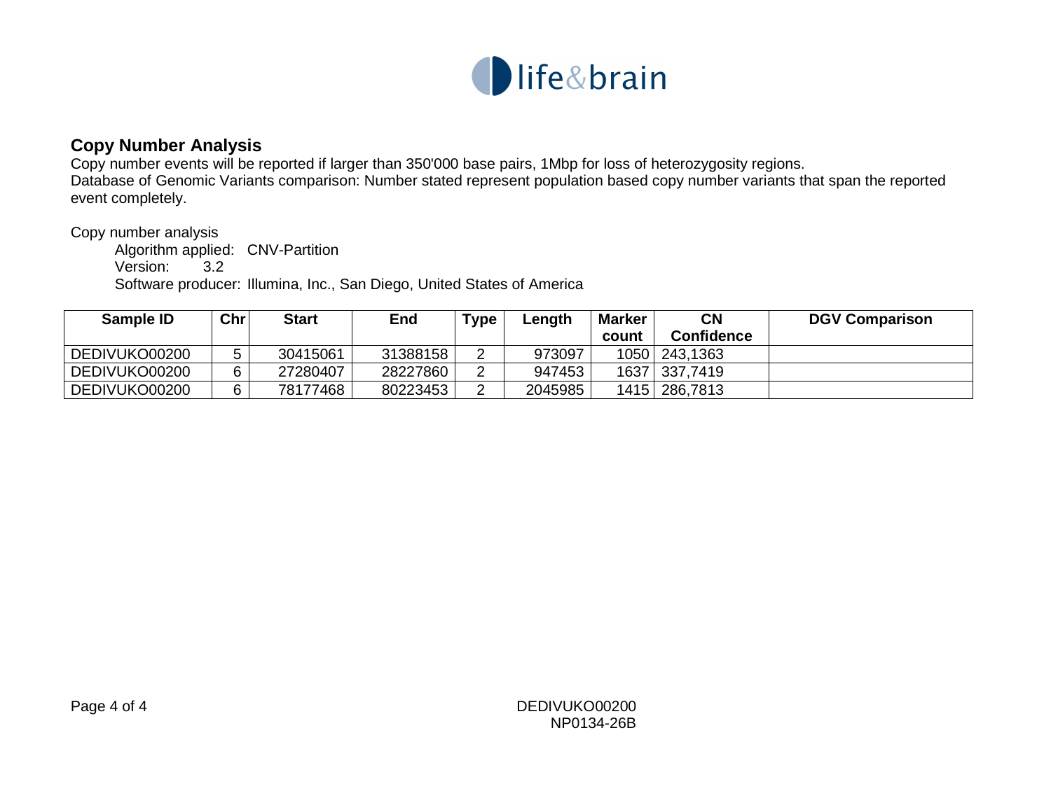## Copy Number Analysis

Copy number events will be reported if larger than 350'000 base pairs, 1Mbp for loss of heterozygosity regions.
Database of Genomic Variants comparison: Number stated represent population based copy number variants that span the reported event completely.

Copy number analysis

Algorithm applied: CNV-Partition
Version: 3.2
Software producer: Illumina, Inc., San Diego, United States of America

| Sample ID | Chr | Start | End | Type | Length | Marker count | CN Confidence | DGV Comparison |
|---|---|---|---|---|---|---|---|---|
| DEDIVUKO00200 | 5 | 30415061 | 31388158 | 2 | 973097 | 1050 | 243,1363 | |
| DEDIVUKO00200 | 6 | 27280407 | 28227860 | 2 | 947453 | 1637 | 337,7419 | |
| DEDIVUKO00200 | 6 | 78177468 | 80223453 | 2 | 2045985 | 1415 | 286,7813 | |

DEDIVUKO00200
NP0134-26B